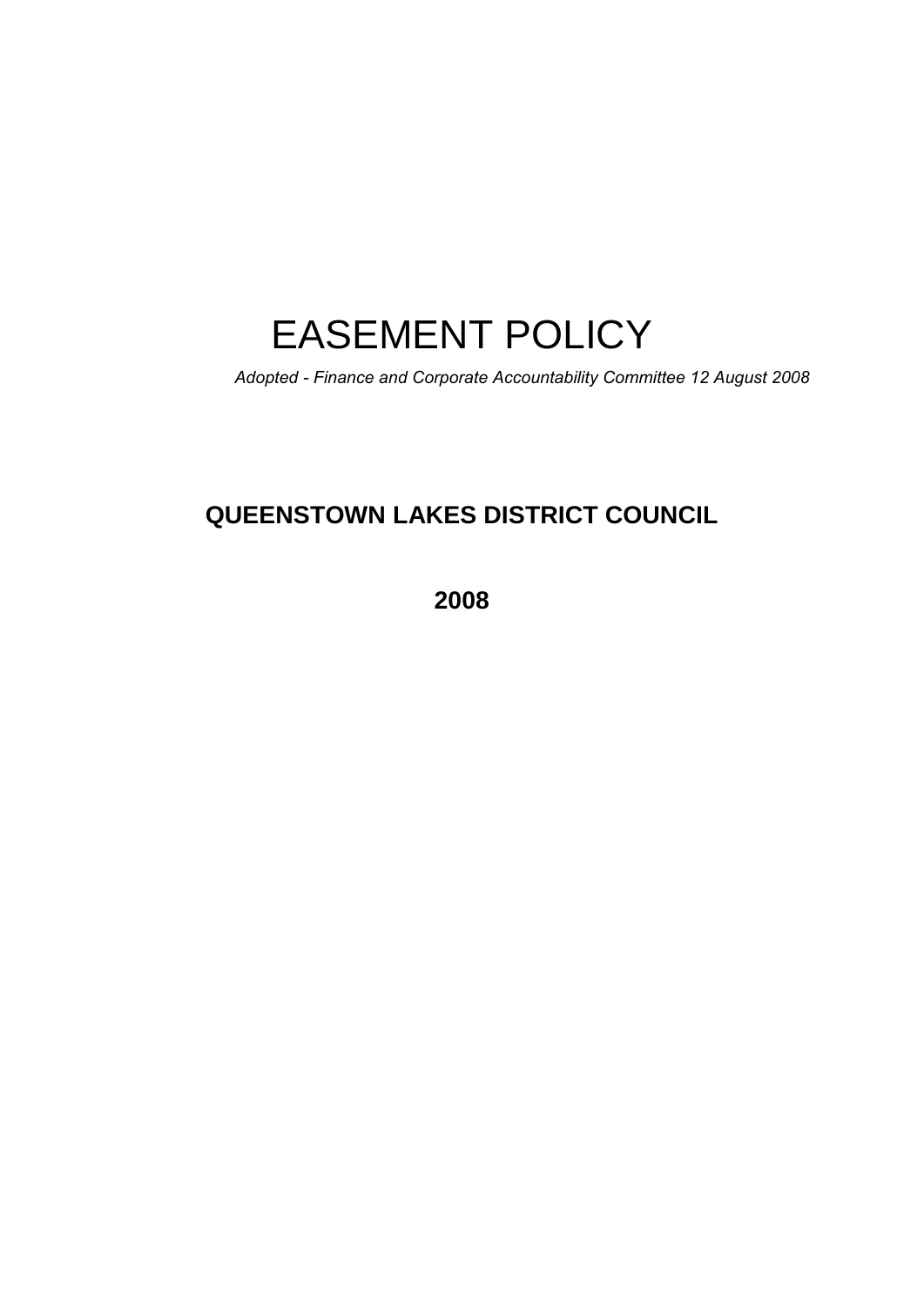# EASEMENT POLICY

*Adopted - Finance and Corporate Accountability Committee 12 August 2008*

**QUEENSTOWN LAKES DISTRICT COUNCIL**

**2008**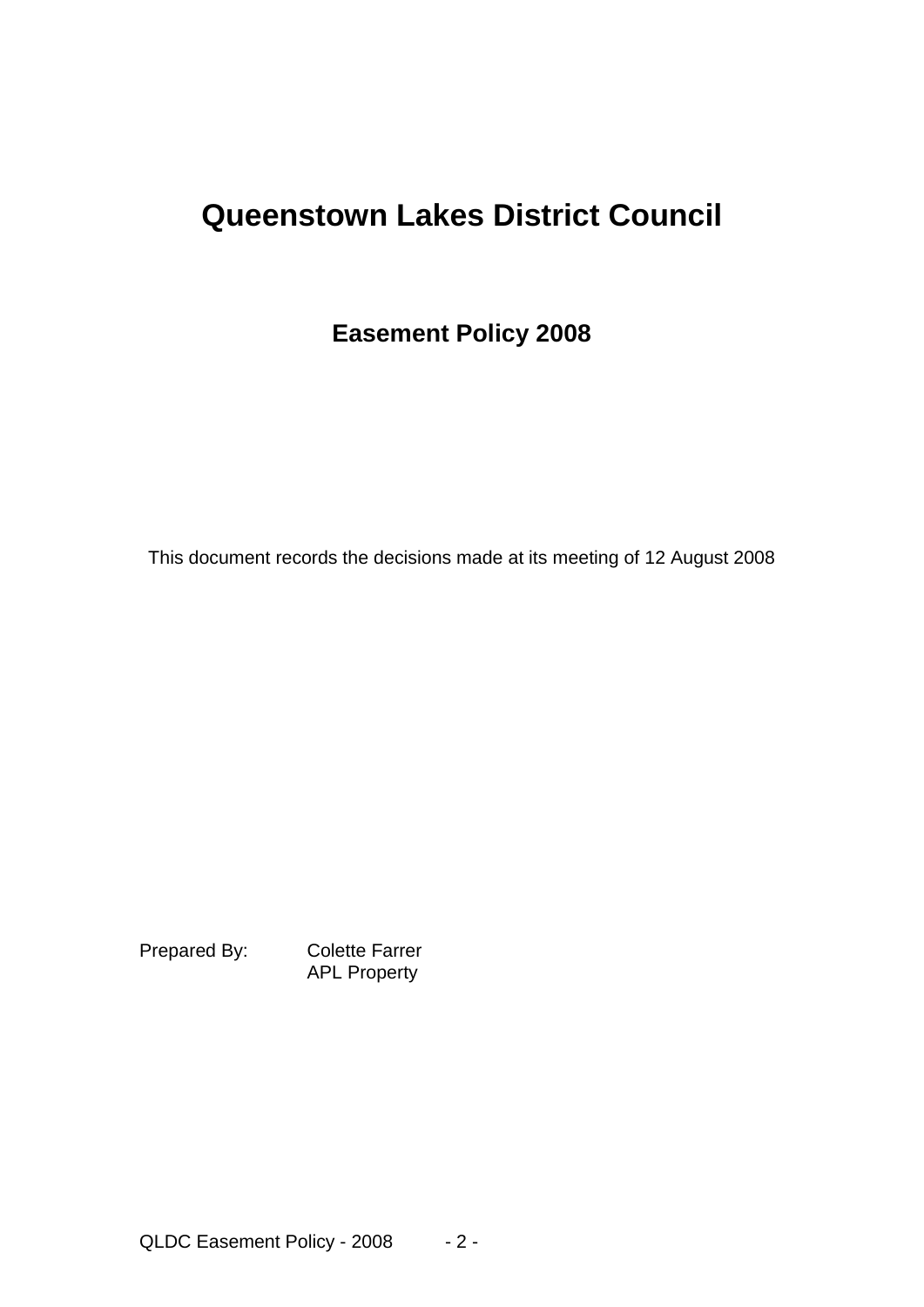# Queenstown Lakes District Council

## Easement Policy 2008

This document records the decisions made at its meeting of 12 August 2008

Prepared By: Colette Farrer
APL Property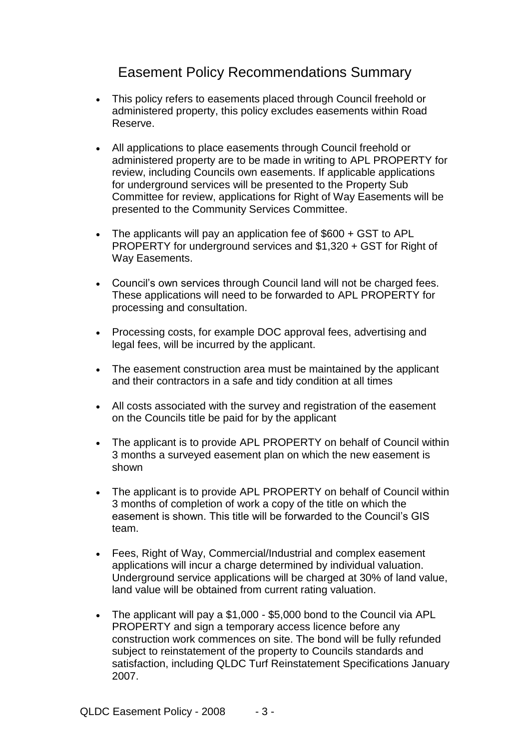# Easement Policy Recommendations Summary

- This policy refers to easements placed through Council freehold or administered property, this policy excludes easements within Road Reserve.
- All applications to place easements through Council freehold or administered property are to be made in writing to APL PROPERTY for review, including Councils own easements. If applicable applications for underground services will be presented to the Property Sub Committee for review, applications for Right of Way Easements will be presented to the Community Services Committee.
- The applicants will pay an application fee of $600 + GST to APL PROPERTY for underground services and $1,320 + GST for Right of Way Easements.
- Council's own services through Council land will not be charged fees. These applications will need to be forwarded to APL PROPERTY for processing and consultation.
- Processing costs, for example DOC approval fees, advertising and legal fees, will be incurred by the applicant.
- The easement construction area must be maintained by the applicant and their contractors in a safe and tidy condition at all times
- All costs associated with the survey and registration of the easement on the Councils title be paid for by the applicant
- The applicant is to provide APL PROPERTY on behalf of Council within 3 months a surveyed easement plan on which the new easement is shown
- The applicant is to provide APL PROPERTY on behalf of Council within 3 months of completion of work a copy of the title on which the easement is shown. This title will be forwarded to the Council's GIS team.
- Fees, Right of Way, Commercial/Industrial and complex easement applications will incur a charge determined by individual valuation. Underground service applications will be charged at 30% of land value, land value will be obtained from current rating valuation.
- The applicant will pay a $1,000 - $5,000 bond to the Council via APL PROPERTY and sign a temporary access licence before any construction work commences on site. The bond will be fully refunded subject to reinstatement of the property to Councils standards and satisfaction, including QLDC Turf Reinstatement Specifications January 2007.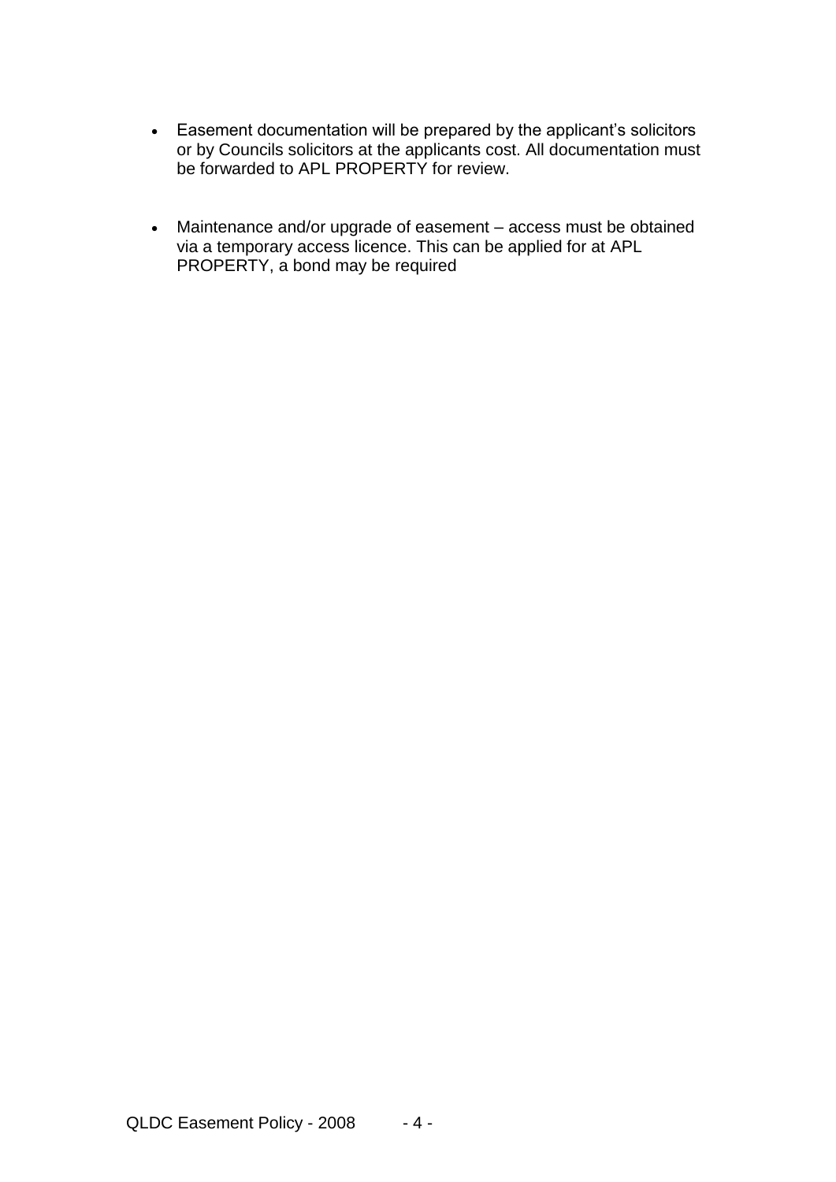- Easement documentation will be prepared by the applicant's solicitors or by Councils solicitors at the applicants cost. All documentation must be forwarded to APL PROPERTY for review.

- Maintenance and/or upgrade of easement – access must be obtained via a temporary access licence. This can be applied for at APL PROPERTY, a bond may be required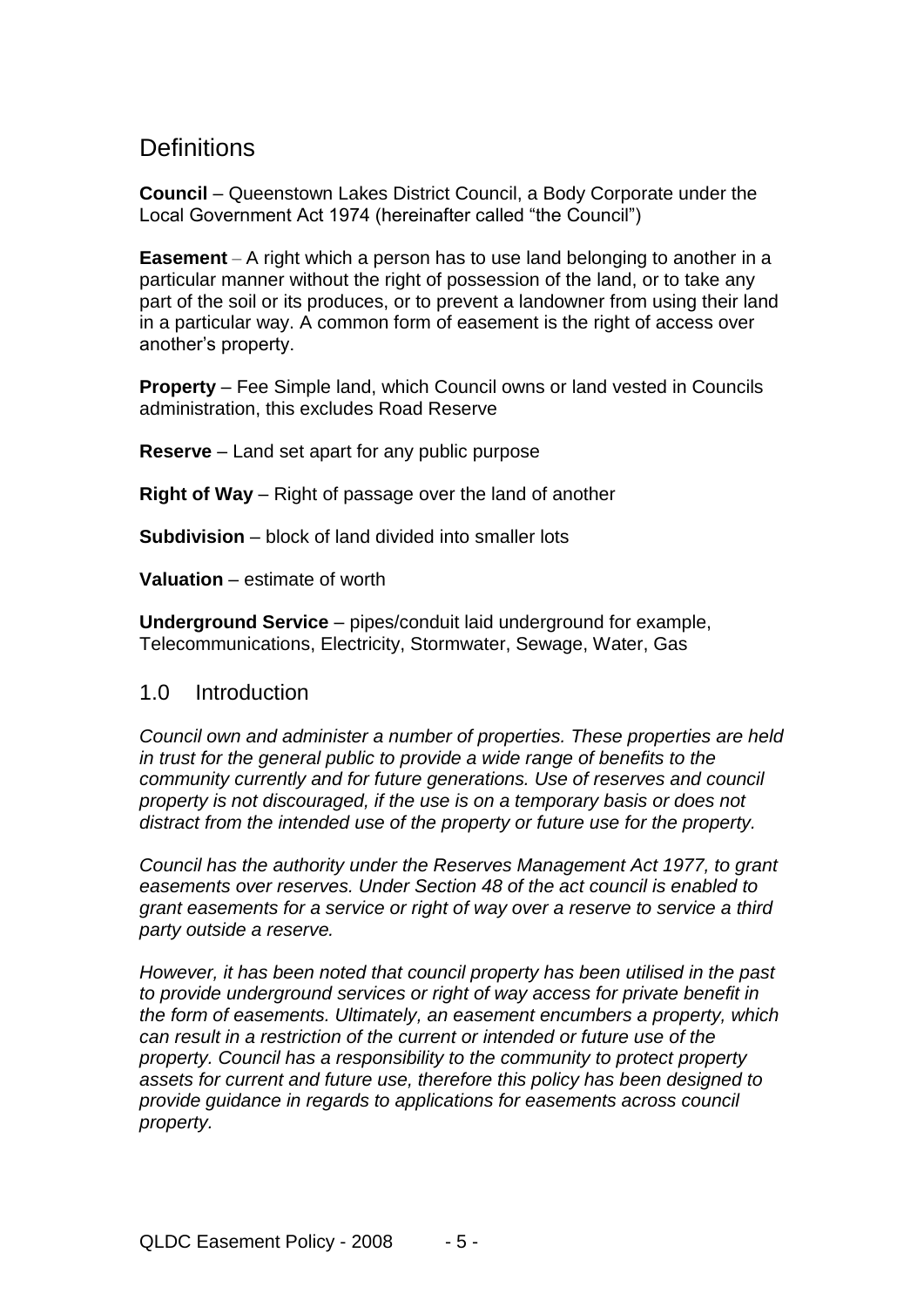## Definitions

**Council** – Queenstown Lakes District Council, a Body Corporate under the Local Government Act 1974 (hereinafter called "the Council")

**Easement** – A right which a person has to use land belonging to another in a particular manner without the right of possession of the land, or to take any part of the soil or its produces, or to prevent a landowner from using their land in a particular way. A common form of easement is the right of access over another's property.

**Property** – Fee Simple land, which Council owns or land vested in Councils administration, this excludes Road Reserve

**Reserve** – Land set apart for any public purpose

**Right of Way** – Right of passage over the land of another

**Subdivision** – block of land divided into smaller lots

**Valuation** – estimate of worth

**Underground Service** – pipes/conduit laid underground for example, Telecommunications, Electricity, Stormwater, Sewage, Water, Gas

## 1.0 Introduction

*Council own and administer a number of properties. These properties are held in trust for the general public to provide a wide range of benefits to the community currently and for future generations. Use of reserves and council property is not discouraged, if the use is on a temporary basis or does not distract from the intended use of the property or future use for the property.*

*Council has the authority under the Reserves Management Act 1977, to grant easements over reserves. Under Section 48 of the act council is enabled to grant easements for a service or right of way over a reserve to service a third party outside a reserve.*

*However, it has been noted that council property has been utilised in the past to provide underground services or right of way access for private benefit in the form of easements. Ultimately, an easement encumbers a property, which can result in a restriction of the current or intended or future use of the property. Council has a responsibility to the community to protect property assets for current and future use, therefore this policy has been designed to provide guidance in regards to applications for easements across council property.*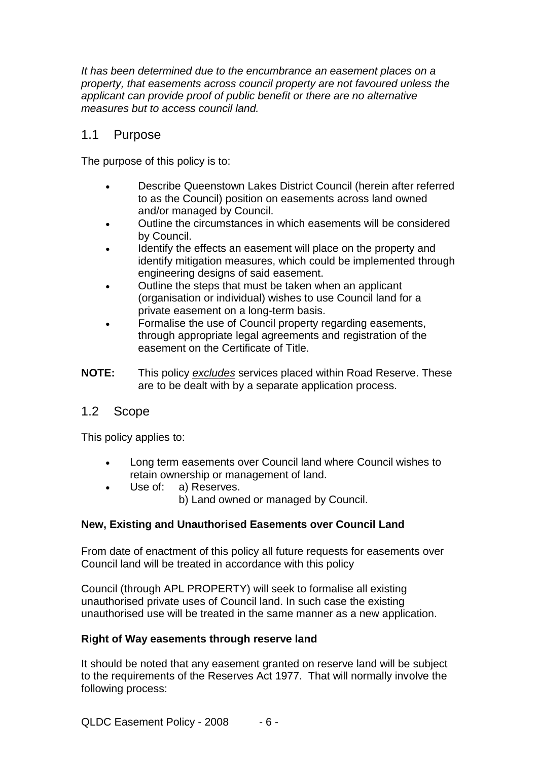*It has been determined due to the encumbrance an easement places on a property, that easements across council property are not favoured unless the applicant can provide proof of public benefit or there are no alternative measures but to access council land.*

## 1.1 Purpose

The purpose of this policy is to:

- Describe Queenstown Lakes District Council (herein after referred to as the Council) position on easements across land owned and/or managed by Council.
- Outline the circumstances in which easements will be considered by Council.
- Identify the effects an easement will place on the property and identify mitigation measures, which could be implemented through engineering designs of said easement.
- Outline the steps that must be taken when an applicant (organisation or individual) wishes to use Council land for a private easement on a long-term basis.
- Formalise the use of Council property regarding easements, through appropriate legal agreements and registration of the easement on the Certificate of Title.

**NOTE:** This policy *excludes* services placed within Road Reserve. These are to be dealt with by a separate application process.

## 1.2 Scope

This policy applies to:

- Long term easements over Council land where Council wishes to retain ownership or management of land.
- Use of: a) Reserves.
  b) Land owned or managed by Council.

**New, Existing and Unauthorised Easements over Council Land**

From date of enactment of this policy all future requests for easements over Council land will be treated in accordance with this policy

Council (through APL PROPERTY) will seek to formalise all existing unauthorised private uses of Council land. In such case the existing unauthorised use will be treated in the same manner as a new application.

**Right of Way easements through reserve land**

It should be noted that any easement granted on reserve land will be subject to the requirements of the Reserves Act 1977. That will normally involve the following process: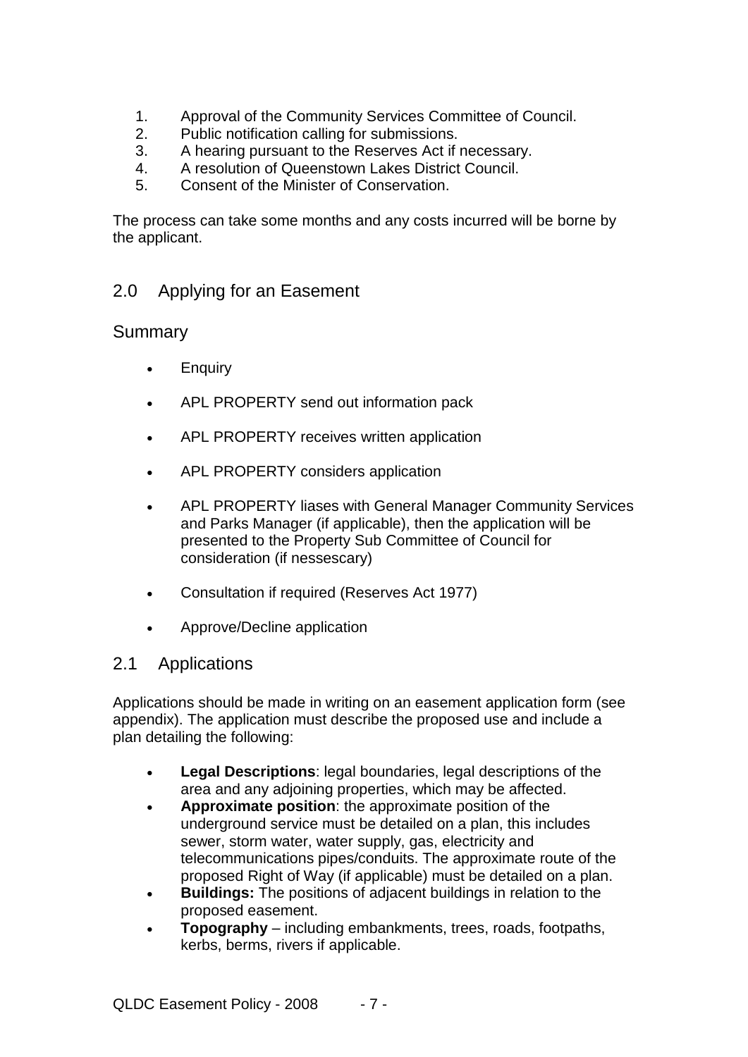1. Approval of the Community Services Committee of Council.
2. Public notification calling for submissions.
3. A hearing pursuant to the Reserves Act if necessary.
4. A resolution of Queenstown Lakes District Council.
5. Consent of the Minister of Conservation.

The process can take some months and any costs incurred will be borne by the applicant.

## 2.0 Applying for an Easement

### Summary

- Enquiry
- APL PROPERTY send out information pack
- APL PROPERTY receives written application
- APL PROPERTY considers application
- APL PROPERTY liases with General Manager Community Services and Parks Manager (if applicable), then the application will be presented to the Property Sub Committee of Council for consideration (if nessescary)
- Consultation if required (Reserves Act 1977)
- Approve/Decline application

## 2.1 Applications

Applications should be made in writing on an easement application form (see appendix). The application must describe the proposed use and include a plan detailing the following:

- **Legal Descriptions**: legal boundaries, legal descriptions of the area and any adjoining properties, which may be affected.
- **Approximate position**: the approximate position of the underground service must be detailed on a plan, this includes sewer, storm water, water supply, gas, electricity and telecommunications pipes/conduits. The approximate route of the proposed Right of Way (if applicable) must be detailed on a plan.
- **Buildings:** The positions of adjacent buildings in relation to the proposed easement.
- **Topography** – including embankments, trees, roads, footpaths, kerbs, berms, rivers if applicable.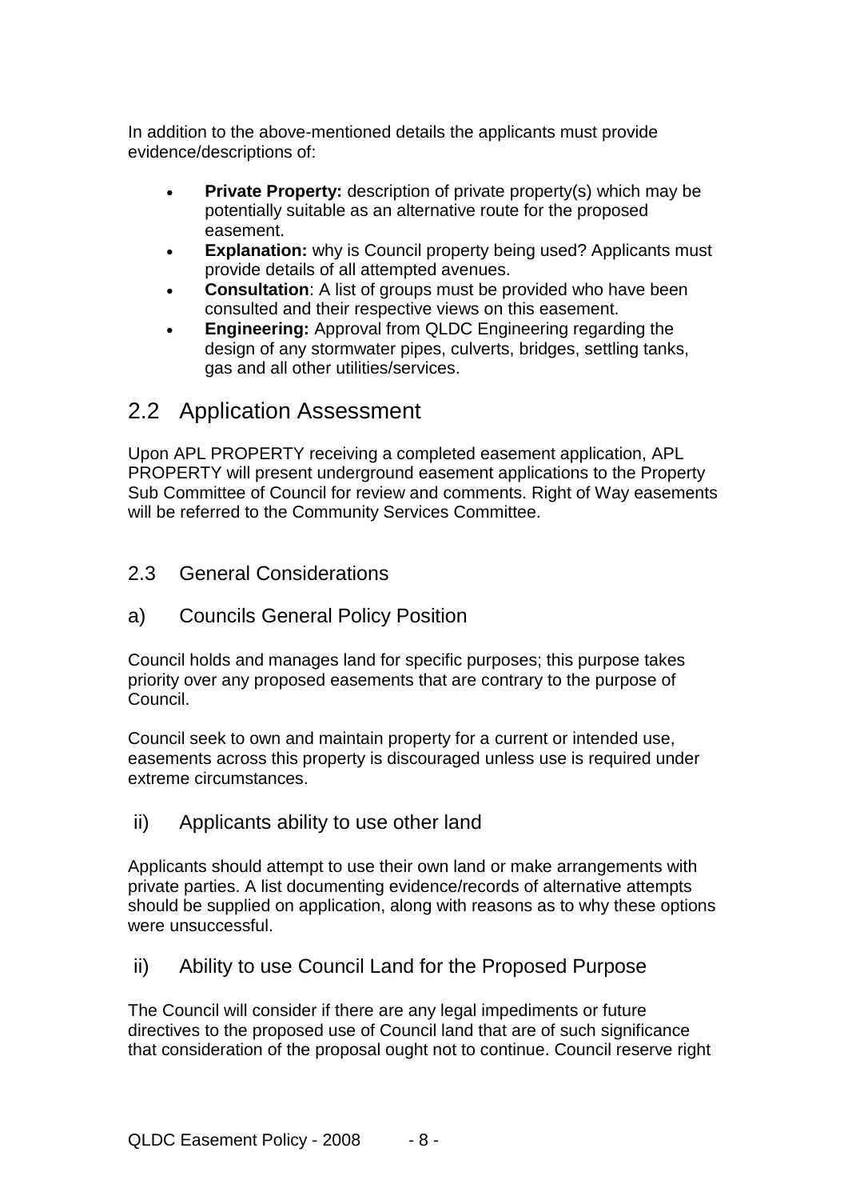In addition to the above-mentioned details the applicants must provide evidence/descriptions of:

- **Private Property:** description of private property(s) which may be potentially suitable as an alternative route for the proposed easement.
- **Explanation:** why is Council property being used? Applicants must provide details of all attempted avenues.
- **Consultation**: A list of groups must be provided who have been consulted and their respective views on this easement.
- **Engineering:** Approval from QLDC Engineering regarding the design of any stormwater pipes, culverts, bridges, settling tanks, gas and all other utilities/services.

## 2.2 Application Assessment

Upon APL PROPERTY receiving a completed easement application, APL PROPERTY will present underground easement applications to the Property Sub Committee of Council for review and comments. Right of Way easements will be referred to the Community Services Committee.

### 2.3 General Considerations

### a) Councils General Policy Position

Council holds and manages land for specific purposes; this purpose takes priority over any proposed easements that are contrary to the purpose of Council.

Council seek to own and maintain property for a current or intended use, easements across this property is discouraged unless use is required under extreme circumstances.

### ii) Applicants ability to use other land

Applicants should attempt to use their own land or make arrangements with private parties. A list documenting evidence/records of alternative attempts should be supplied on application, along with reasons as to why these options were unsuccessful.

### ii) Ability to use Council Land for the Proposed Purpose

The Council will consider if there are any legal impediments or future directives to the proposed use of Council land that are of such significance that consideration of the proposal ought not to continue. Council reserve right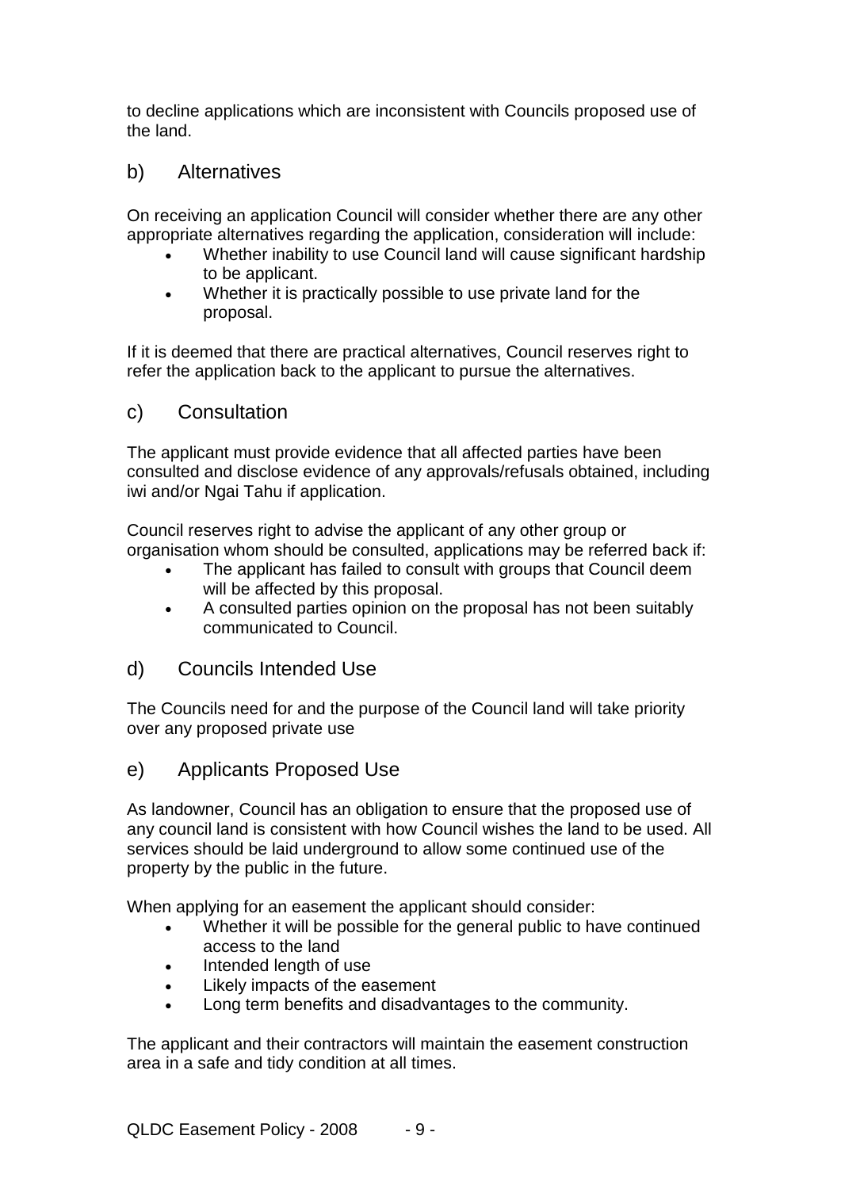to decline applications which are inconsistent with Councils proposed use of the land.

## b) Alternatives

On receiving an application Council will consider whether there are any other appropriate alternatives regarding the application, consideration will include:

- Whether inability to use Council land will cause significant hardship to be applicant.
- Whether it is practically possible to use private land for the proposal.

If it is deemed that there are practical alternatives, Council reserves right to refer the application back to the applicant to pursue the alternatives.

## c) Consultation

The applicant must provide evidence that all affected parties have been consulted and disclose evidence of any approvals/refusals obtained, including iwi and/or Ngai Tahu if application.

Council reserves right to advise the applicant of any other group or organisation whom should be consulted, applications may be referred back if:

- The applicant has failed to consult with groups that Council deem will be affected by this proposal.
- A consulted parties opinion on the proposal has not been suitably communicated to Council.

## d) Councils Intended Use

The Councils need for and the purpose of the Council land will take priority over any proposed private use

## e) Applicants Proposed Use

As landowner, Council has an obligation to ensure that the proposed use of any council land is consistent with how Council wishes the land to be used. All services should be laid underground to allow some continued use of the property by the public in the future.

When applying for an easement the applicant should consider:

- Whether it will be possible for the general public to have continued access to the land
- Intended length of use
- Likely impacts of the easement
- Long term benefits and disadvantages to the community.

The applicant and their contractors will maintain the easement construction area in a safe and tidy condition at all times.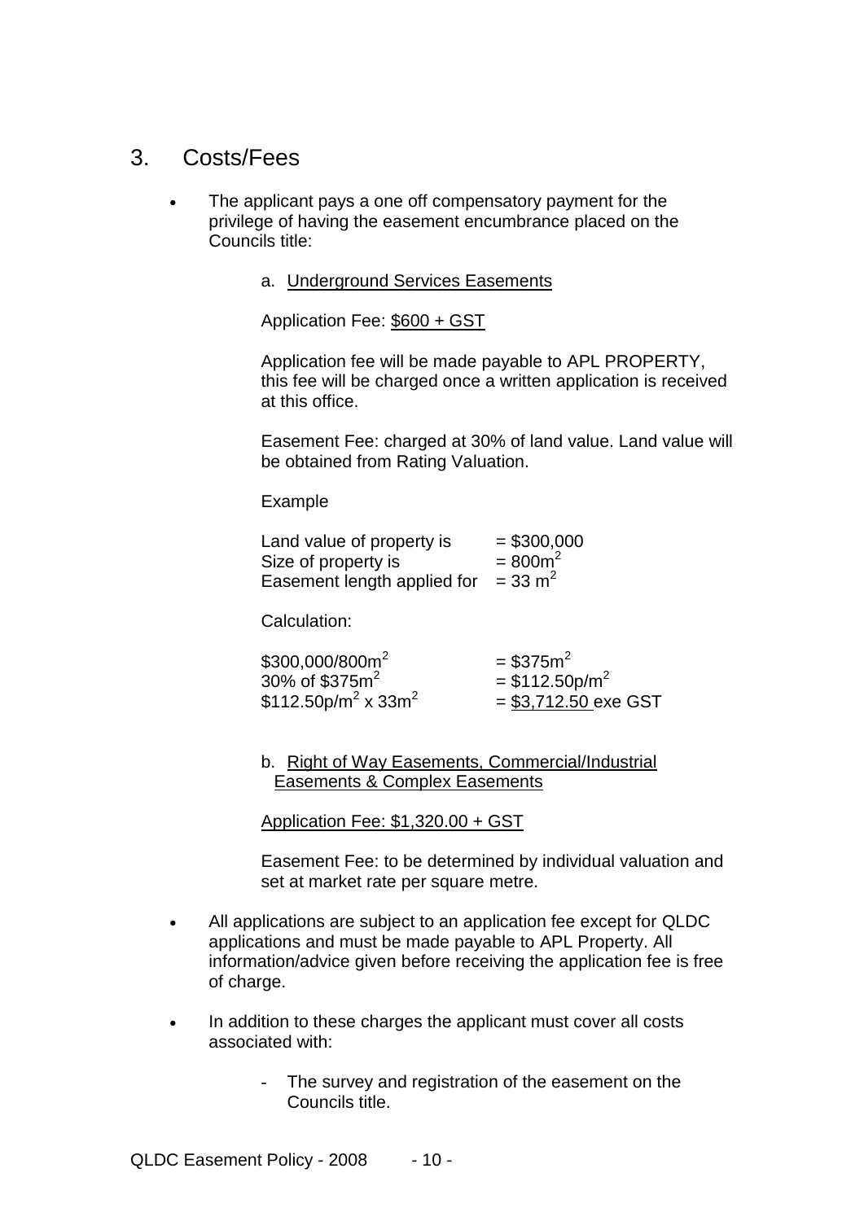## 3. Costs/Fees

- The applicant pays a one off compensatory payment for the privilege of having the easement encumbrance placed on the Councils title:

    a. Underground Services Easements

    Application Fee: $600 + GST

    Application fee will be made payable to APL PROPERTY, this fee will be charged once a written application is received at this office.

    Easement Fee: charged at 30% of land value. Land value will be obtained from Rating Valuation.

    Example

    | | |
    |---|---|
    | Land value of property is | = $300,000 |
    | Size of property is | = $800m^2$ |
    | Easement length applied for | = $33\ m^2$ |

    Calculation:

    | | |
    |---|---|
    | $300,000/$800m^2$ | = $375$m^2$ |
    | 30% of $375$m^2$ | = $112.50p/$m^2$ |
    | $112.50p/$m^2$ x $33m^2$ | = $3,712.50 exe GST |

    b. Right of Way Easements, Commercial/Industrial Easements & Complex Easements

    Application Fee: $1,320.00 + GST

    Easement Fee: to be determined by individual valuation and set at market rate per square metre.

- All applications are subject to an application fee except for QLDC applications and must be made payable to APL Property. All information/advice given before receiving the application fee is free of charge.

- In addition to these charges the applicant must cover all costs associated with:
    - The survey and registration of the easement on the Councils title.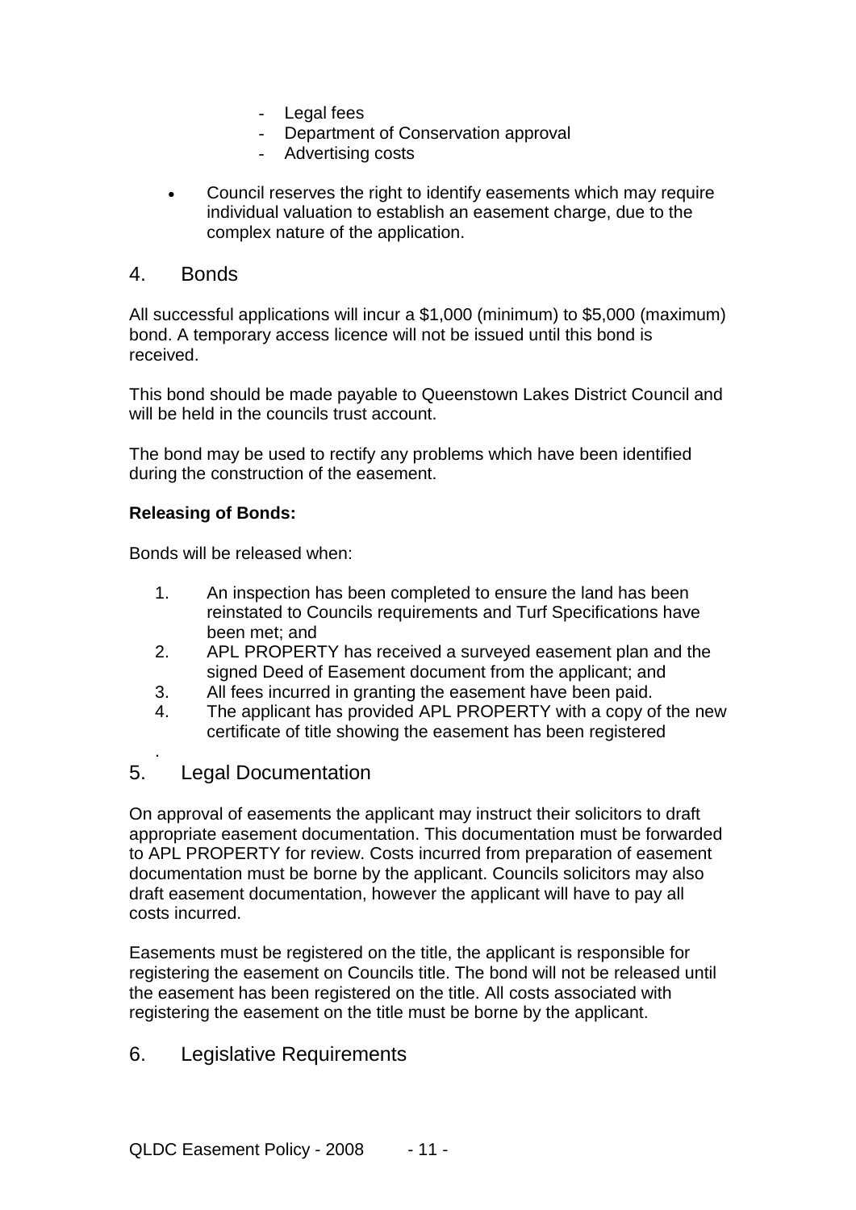- Legal fees
- Department of Conservation approval
- Advertising costs

- Council reserves the right to identify easements which may require individual valuation to establish an easement charge, due to the complex nature of the application.

## 4. Bonds

All successful applications will incur a $1,000 (minimum) to $5,000 (maximum) bond. A temporary access licence will not be issued until this bond is received.

This bond should be made payable to Queenstown Lakes District Council and will be held in the councils trust account.

The bond may be used to rectify any problems which have been identified during the construction of the easement.

**Releasing of Bonds:**

Bonds will be released when:

1. An inspection has been completed to ensure the land has been reinstated to Councils requirements and Turf Specifications have been met; and
2. APL PROPERTY has received a surveyed easement plan and the signed Deed of Easement document from the applicant; and
3. All fees incurred in granting the easement have been paid.
4. The applicant has provided APL PROPERTY with a copy of the new certificate of title showing the easement has been registered

.

## 5. Legal Documentation

On approval of easements the applicant may instruct their solicitors to draft appropriate easement documentation. This documentation must be forwarded to APL PROPERTY for review. Costs incurred from preparation of easement documentation must be borne by the applicant. Councils solicitors may also draft easement documentation, however the applicant will have to pay all costs incurred.

Easements must be registered on the title, the applicant is responsible for registering the easement on Councils title. The bond will not be released until the easement has been registered on the title. All costs associated with registering the easement on the title must be borne by the applicant.

## 6. Legislative Requirements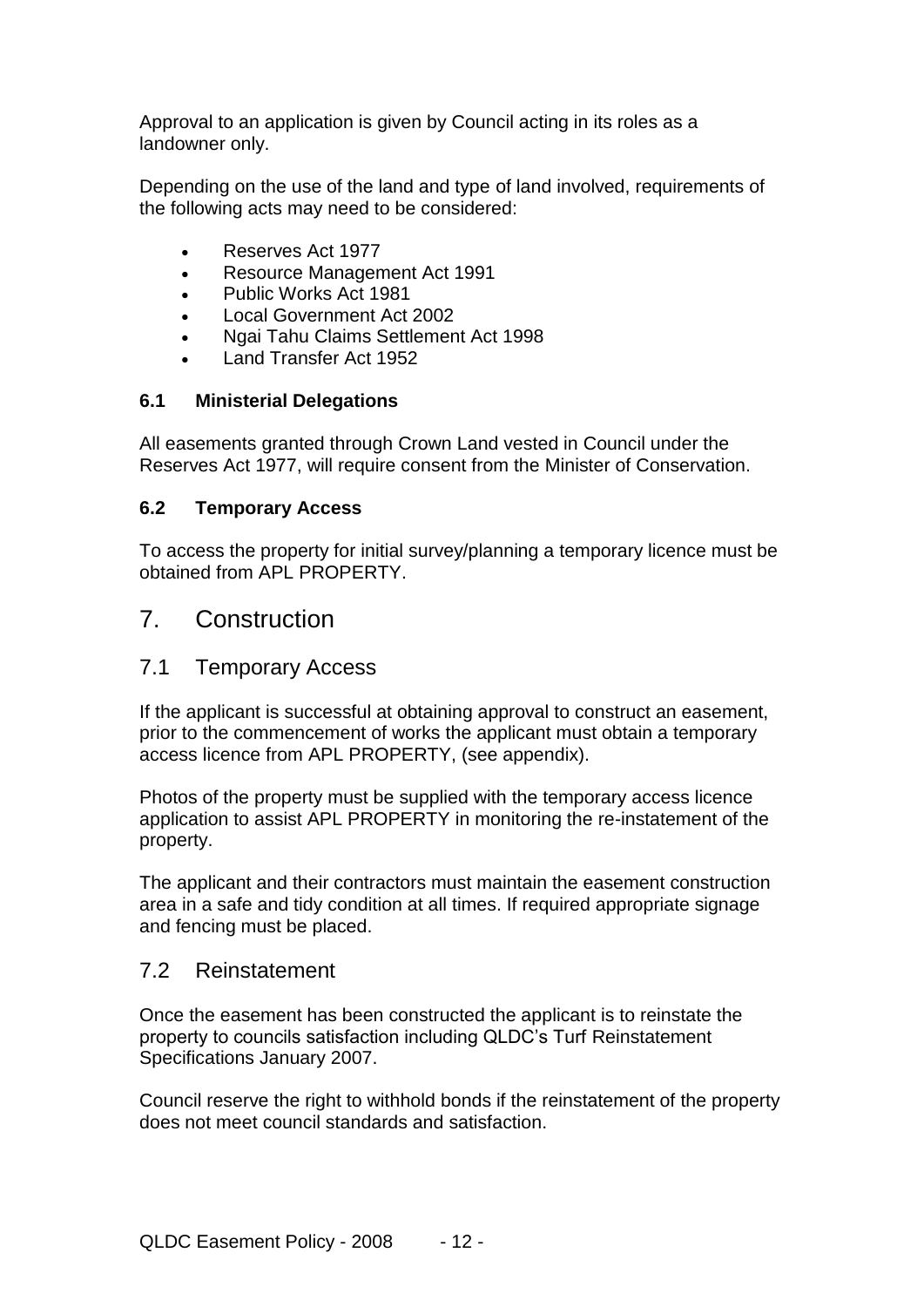Approval to an application is given by Council acting in its roles as a landowner only.

Depending on the use of the land and type of land involved, requirements of the following acts may need to be considered:

- Reserves Act 1977
- Resource Management Act 1991
- Public Works Act 1981
- Local Government Act 2002
- Ngai Tahu Claims Settlement Act 1998
- Land Transfer Act 1952

### 6.1 Ministerial Delegations

All easements granted through Crown Land vested in Council under the Reserves Act 1977, will require consent from the Minister of Conservation.

### 6.2 Temporary Access

To access the property for initial survey/planning a temporary licence must be obtained from APL PROPERTY.

# 7. Construction

## 7.1 Temporary Access

If the applicant is successful at obtaining approval to construct an easement, prior to the commencement of works the applicant must obtain a temporary access licence from APL PROPERTY, (see appendix).

Photos of the property must be supplied with the temporary access licence application to assist APL PROPERTY in monitoring the re-instatement of the property.

The applicant and their contractors must maintain the easement construction area in a safe and tidy condition at all times. If required appropriate signage and fencing must be placed.

## 7.2 Reinstatement

Once the easement has been constructed the applicant is to reinstate the property to councils satisfaction including QLDC's Turf Reinstatement Specifications January 2007.

Council reserve the right to withhold bonds if the reinstatement of the property does not meet council standards and satisfaction.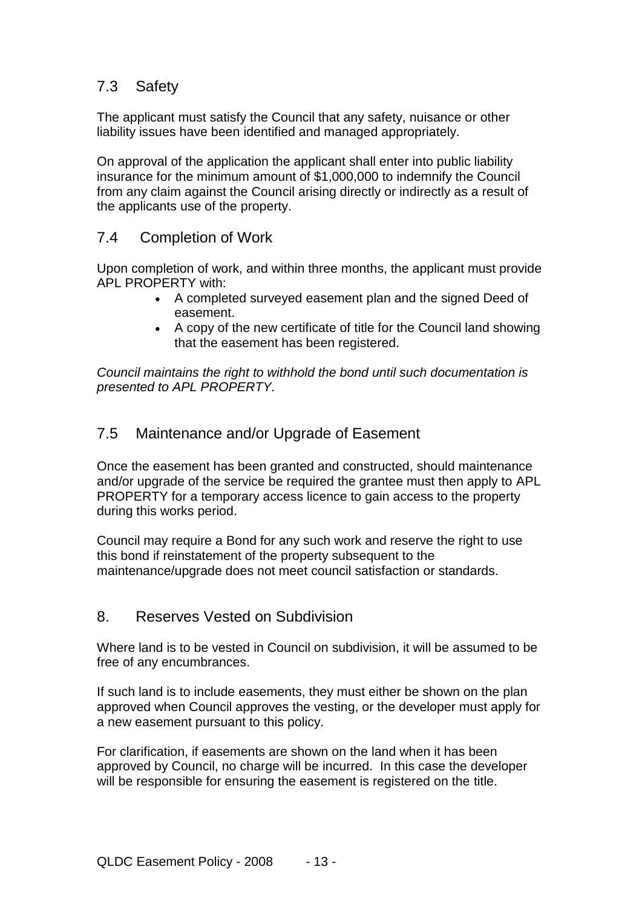## 7.3 Safety

The applicant must satisfy the Council that any safety, nuisance or other liability issues have been identified and managed appropriately.

On approval of the application the applicant shall enter into public liability insurance for the minimum amount of $1,000,000 to indemnify the Council from any claim against the Council arising directly or indirectly as a result of the applicants use of the property.

## 7.4 Completion of Work

Upon completion of work, and within three months, the applicant must provide APL PROPERTY with:

- A completed surveyed easement plan and the signed Deed of easement.
- A copy of the new certificate of title for the Council land showing that the easement has been registered.

*Council maintains the right to withhold the bond until such documentation is presented to APL PROPERTY.*

## 7.5 Maintenance and/or Upgrade of Easement

Once the easement has been granted and constructed, should maintenance and/or upgrade of the service be required the grantee must then apply to APL PROPERTY for a temporary access licence to gain access to the property during this works period.

Council may require a Bond for any such work and reserve the right to use this bond if reinstatement of the property subsequent to the maintenance/upgrade does not meet council satisfaction or standards.

# 8. Reserves Vested on Subdivision

Where land is to be vested in Council on subdivision, it will be assumed to be free of any encumbrances.

If such land is to include easements, they must either be shown on the plan approved when Council approves the vesting, or the developer must apply for a new easement pursuant to this policy.

For clarification, if easements are shown on the land when it has been approved by Council, no charge will be incurred. In this case the developer will be responsible for ensuring the easement is registered on the title.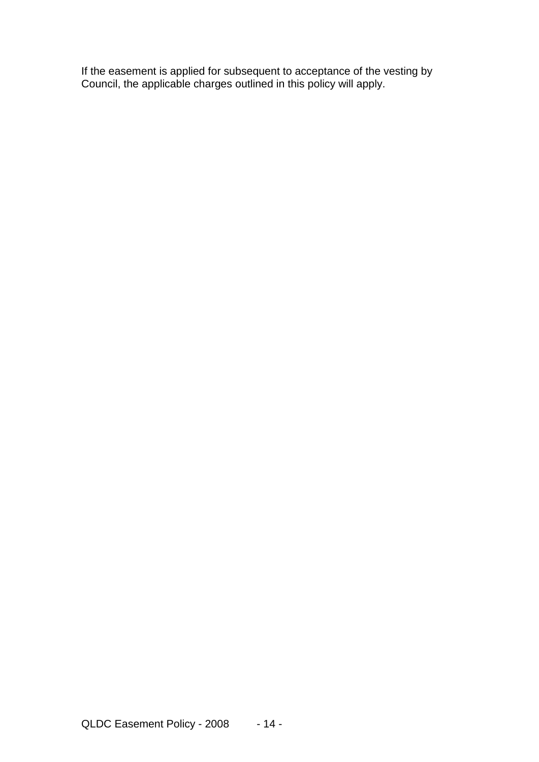If the easement is applied for subsequent to acceptance of the vesting by Council, the applicable charges outlined in this policy will apply.